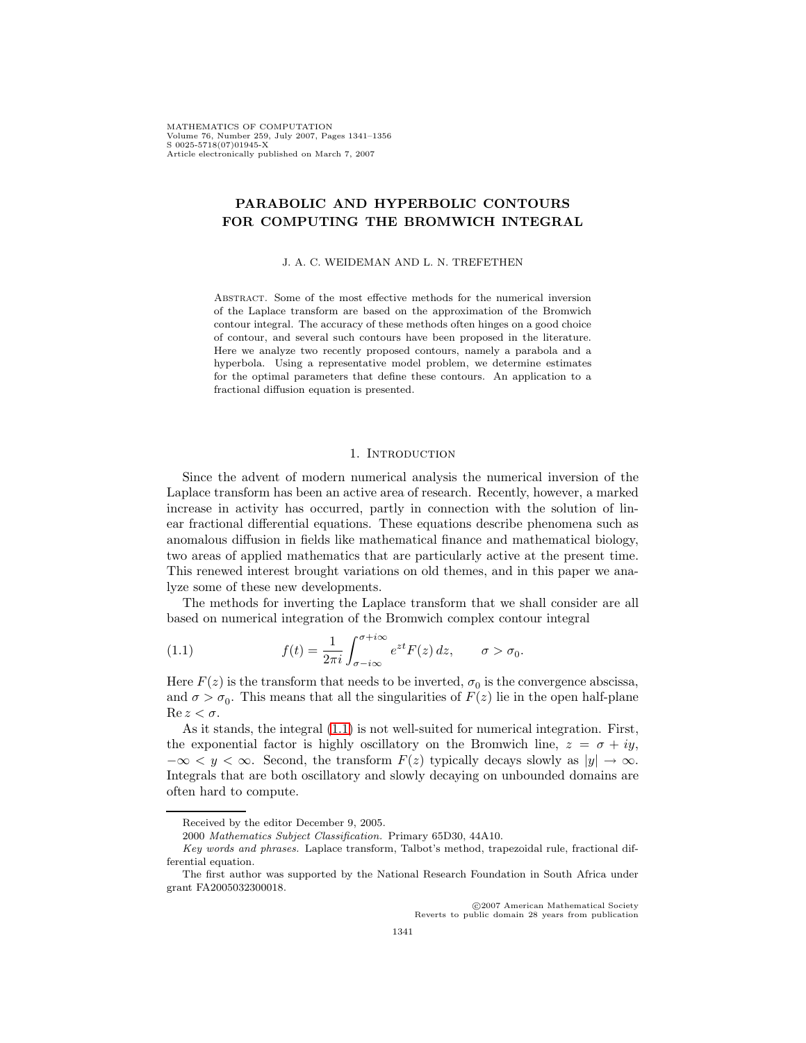# PARABOLIC AND HYPERBOLIC CONTOURS FOR COMPUTING THE BROMWICH INTEGRAL

J. A. C. WEIDEMAN AND L. N. TREFETHEN

Abstract. Some of the most effective methods for the numerical inversion of the Laplace transform are based on the approximation of the Bromwich contour integral. The accuracy of these methods often hinges on a good choice of contour, and several such contours have been proposed in the literature. Here we analyze two recently proposed contours, namely a parabola and a hyperbola. Using a representative model problem, we determine estimates for the optimal parameters that define these contours. An application to a fractional diffusion equation is presented.

## 1. Introduction

Since the advent of modern numerical analysis the numerical inversion of the Laplace transform has been an active area of research. Recently, however, a marked increase in activity has occurred, partly in connection with the solution of linear fractional differential equations. These equations describe phenomena such as anomalous diffusion in fields like mathematical finance and mathematical biology, two areas of applied mathematics that are particularly active at the present time. This renewed interest brought variations on old themes, and in this paper we analyze some of these new developments.

The methods for inverting the Laplace transform that we shall consider are all based on numerical integration of the Bromwich complex contour integral

$$f(t) = \frac{1}{2\pi i} \int_{\sigma - i\infty}^{\sigma + i\infty} e^{zt} F(z)\, dz, \qquad \sigma > \sigma_0. \tag{1.1}$$

Here $F(z)$ is the transform that needs to be inverted, $\sigma_0$ is the convergence abscissa, and $\sigma > \sigma_0$. This means that all the singularities of $F(z)$ lie in the open half-plane $\operatorname{Re} z < \sigma$.

As it stands, the integral (1.1) is not well-suited for numerical integration. First, the exponential factor is highly oscillatory on the Bromwich line, $z = \sigma + iy$, $-\infty < y < \infty$. Second, the transform $F(z)$ typically decays slowly as $|y| \to \infty$. Integrals that are both oscillatory and slowly decaying on unbounded domains are often hard to compute.

Received by the editor December 9, 2005.

2000 *Mathematics Subject Classification.* Primary 65D30, 44A10.

*Key words and phrases.* Laplace transform, Talbot's method, trapezoidal rule, fractional differential equation.

The first author was supported by the National Research Foundation in South Africa under grant FA2005032300018.

©2007 American Mathematical Society
Reverts to public domain 28 years from publication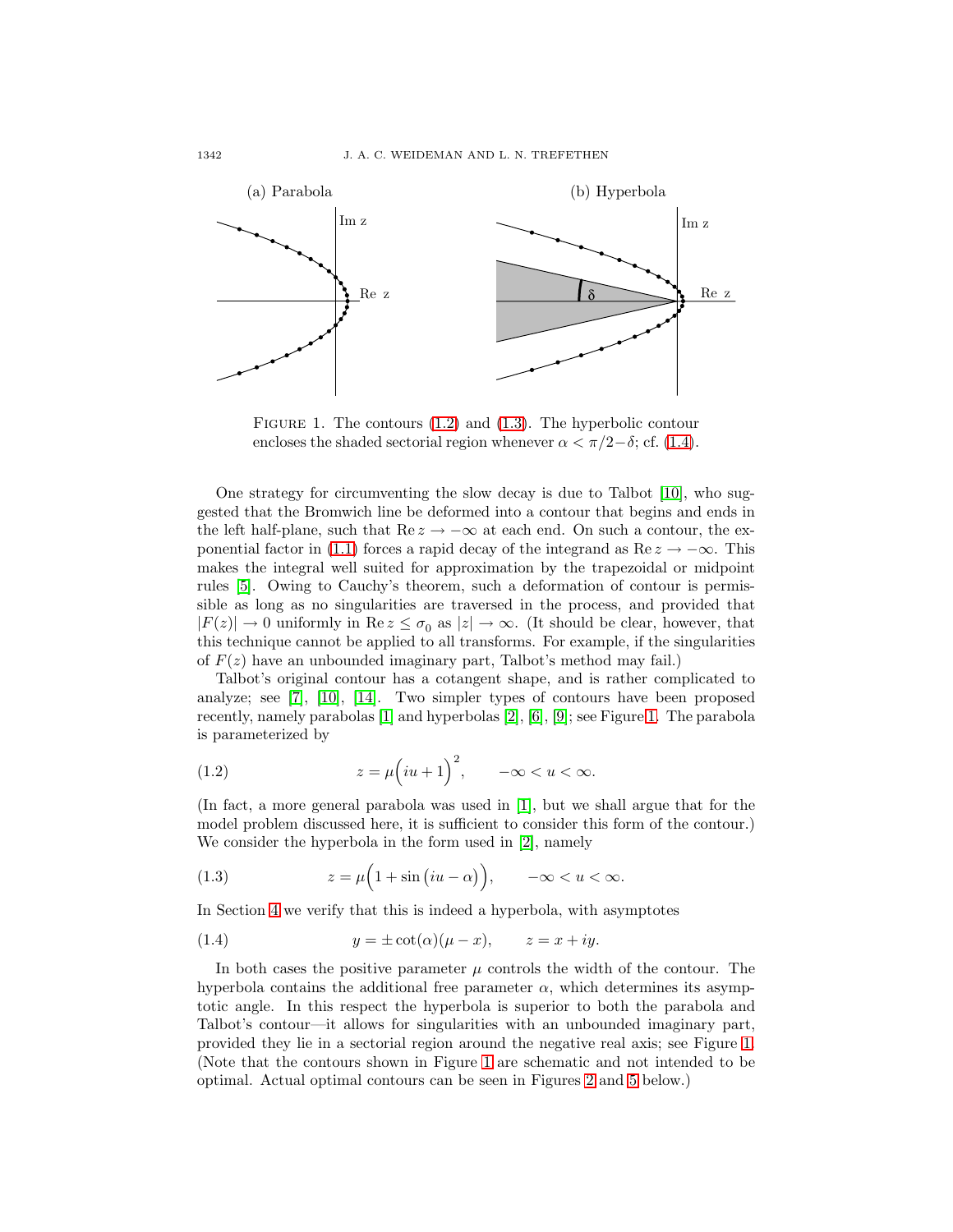FIGURE 1. The contours (1.2) and (1.3). The hyperbolic contour encloses the shaded sectorial region whenever $\alpha < \pi/2 - \delta$; cf. (1.4).

One strategy for circumventing the slow decay is due to Talbot [10], who suggested that the Bromwich line be deformed into a contour that begins and ends in the left half-plane, such that $\operatorname{Re} z \to -\infty$ at each end. On such a contour, the exponential factor in (1.1) forces a rapid decay of the integrand as $\operatorname{Re} z \to -\infty$. This makes the integral well suited for approximation by the trapezoidal or midpoint rules [5]. Owing to Cauchy's theorem, such a deformation of contour is permissible as long as no singularities are traversed in the process, and provided that $|F(z)| \to 0$ uniformly in $\operatorname{Re} z \le \sigma_0$ as $|z| \to \infty$. (It should be clear, however, that this technique cannot be applied to all transforms. For example, if the singularities of $F(z)$ have an unbounded imaginary part, Talbot's method may fail.)

Talbot's original contour has a cotangent shape, and is rather complicated to analyze; see [7], [10], [14]. Two simpler types of contours have been proposed recently, namely parabolas [1] and hyperbolas [2], [6], [9]; see Figure 1. The parabola is parameterized by

$$z = \mu\Big(iu + 1\Big)^2, \qquad -\infty < u < \infty. \tag{1.2}$$

(In fact, a more general parabola was used in [1], but we shall argue that for the model problem discussed here, it is sufficient to consider this form of the contour.) We consider the hyperbola in the form used in [2], namely

$$z = \mu\Big(1 + \sin\big(iu - \alpha\big)\Big), \qquad -\infty < u < \infty. \tag{1.3}$$

In Section 4 we verify that this is indeed a hyperbola, with asymptotes

$$y = \pm \cot(\alpha)(\mu - x), \qquad z = x + iy. \tag{1.4}$$

In both cases the positive parameter $\mu$ controls the width of the contour. The hyperbola contains the additional free parameter $\alpha$, which determines its asymptotic angle. In this respect the hyperbola is superior to both the parabola and Talbot's contour—it allows for singularities with an unbounded imaginary part, provided they lie in a sectorial region around the negative real axis; see Figure 1. (Note that the contours shown in Figure 1 are schematic and not intended to be optimal. Actual optimal contours can be seen in Figures 2 and 5 below.)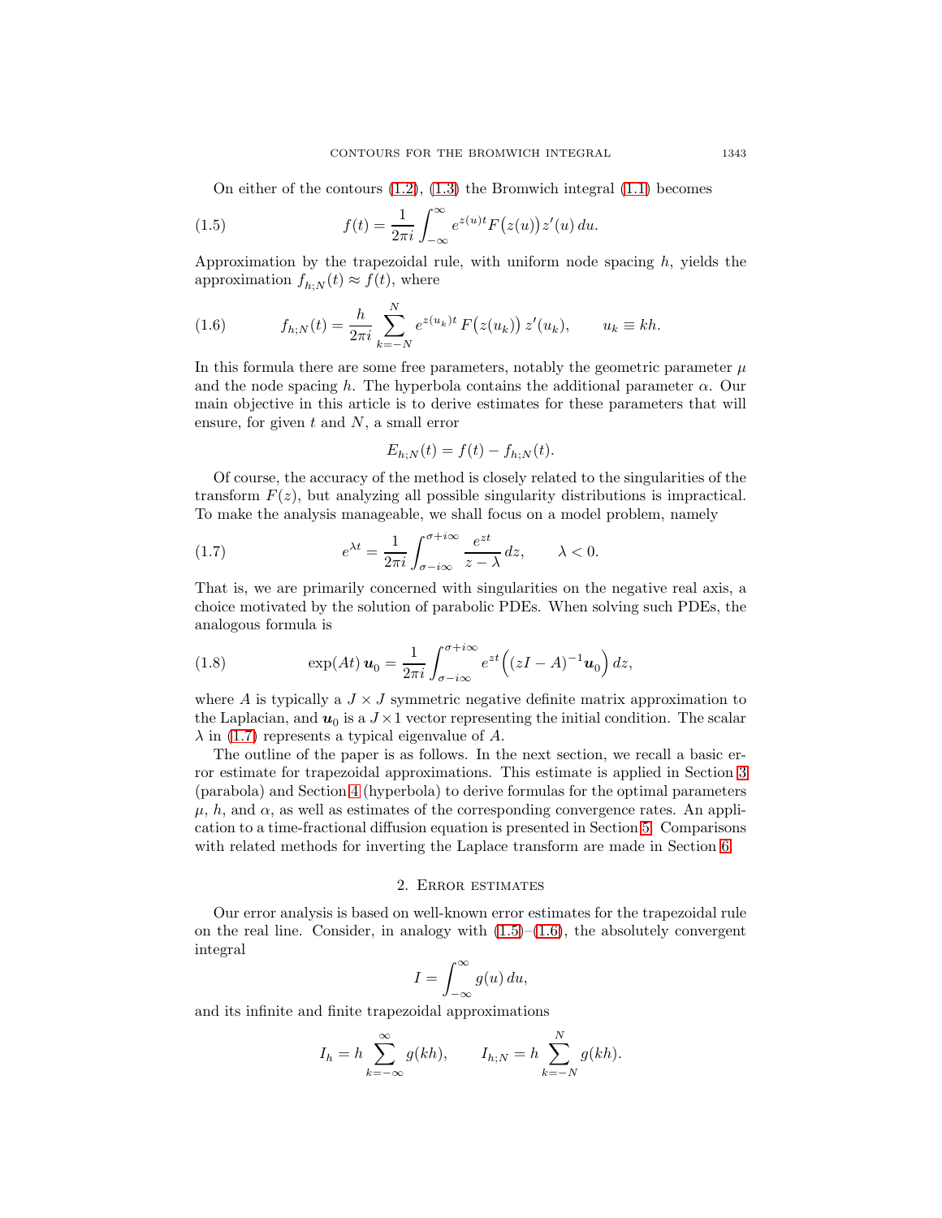On either of the contours (1.2), (1.3) the Bromwich integral (1.1) becomes

$$f(t) = \frac{1}{2\pi i} \int_{-\infty}^{\infty} e^{z(u)t} F\big(z(u)\big) z'(u)\, du. \tag{1.5}$$

Approximation by the trapezoidal rule, with uniform node spacing $h$, yields the approximation $f_{h;N}(t) \approx f(t)$, where

$$f_{h;N}(t) = \frac{h}{2\pi i} \sum_{k=-N}^{N} e^{z(u_k)t}\, F\big(z(u_k)\big)\, z'(u_k), \qquad u_k \equiv kh. \tag{1.6}$$

In this formula there are some free parameters, notably the geometric parameter $\mu$ and the node spacing $h$. The hyperbola contains the additional parameter $\alpha$. Our main objective in this article is to derive estimates for these parameters that will ensure, for given $t$ and $N$, a small error

$$E_{h;N}(t) = f(t) - f_{h;N}(t).$$

Of course, the accuracy of the method is closely related to the singularities of the transform $F(z)$, but analyzing all possible singularity distributions is impractical. To make the analysis manageable, we shall focus on a model problem, namely

$$e^{\lambda t} = \frac{1}{2\pi i} \int_{\sigma - i\infty}^{\sigma + i\infty} \frac{e^{zt}}{z - \lambda}\, dz, \qquad \lambda < 0. \tag{1.7}$$

That is, we are primarily concerned with singularities on the negative real axis, a choice motivated by the solution of parabolic PDEs. When solving such PDEs, the analogous formula is

$$\exp(At)\, \boldsymbol{u}_0 = \frac{1}{2\pi i} \int_{\sigma - i\infty}^{\sigma + i\infty} e^{zt} \Big( (zI - A)^{-1} \boldsymbol{u}_0 \Big)\, dz, \tag{1.8}$$

where $A$ is typically a $J \times J$ symmetric negative definite matrix approximation to the Laplacian, and $\boldsymbol{u}_0$ is a $J \times 1$ vector representing the initial condition. The scalar $\lambda$ in (1.7) represents a typical eigenvalue of $A$.

The outline of the paper is as follows. In the next section, we recall a basic error estimate for trapezoidal approximations. This estimate is applied in Section 3 (parabola) and Section 4 (hyperbola) to derive formulas for the optimal parameters $\mu$, $h$, and $\alpha$, as well as estimates of the corresponding convergence rates. An application to a time-fractional diffusion equation is presented in Section 5. Comparisons with related methods for inverting the Laplace transform are made in Section 6.

## 2. Error estimates

Our error analysis is based on well-known error estimates for the trapezoidal rule on the real line. Consider, in analogy with (1.5)–(1.6), the absolutely convergent integral

$$I = \int_{-\infty}^{\infty} g(u)\, du,$$

and its infinite and finite trapezoidal approximations

$$I_h = h \sum_{k=-\infty}^{\infty} g(kh), \qquad I_{h;N} = h \sum_{k=-N}^{N} g(kh).$$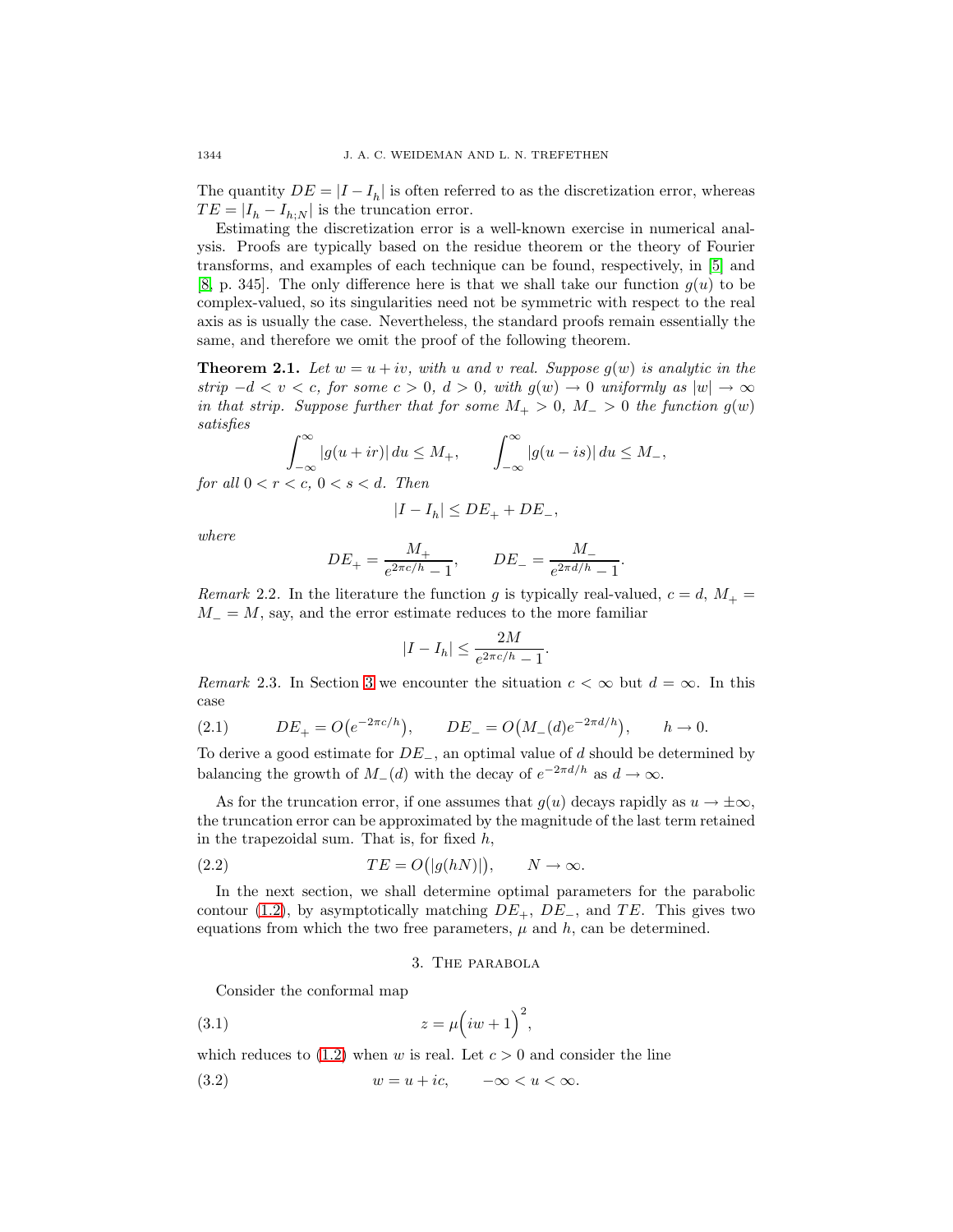The quantity $DE = |I - I_h|$ is often referred to as the discretization error, whereas $TE = |I_h - I_{h;N}|$ is the truncation error.

Estimating the discretization error is a well-known exercise in numerical analysis. Proofs are typically based on the residue theorem or the theory of Fourier transforms, and examples of each technique can be found, respectively, in [5] and [8, p. 345]. The only difference here is that we shall take our function $g(u)$ to be complex-valued, so its singularities need not be symmetric with respect to the real axis as is usually the case. Nevertheless, the standard proofs remain essentially the same, and therefore we omit the proof of the following theorem.

**Theorem 2.1.** *Let $w = u + iv$, with $u$ and $v$ real. Suppose $g(w)$ is analytic in the strip $-d < v < c$, for some $c > 0$, $d > 0$, with $g(w) \to 0$ uniformly as $|w| \to \infty$ in that strip. Suppose further that for some $M_+ > 0$, $M_- > 0$ the function $g(w)$ satisfies*

$$\int_{-\infty}^{\infty} |g(u + ir)|\, du \leq M_+, \qquad \int_{-\infty}^{\infty} |g(u - is)|\, du \leq M_-,$$

*for all $0 < r < c$, $0 < s < d$. Then*

$$|I - I_h| \leq DE_+ + DE_-,$$

*where*

$$DE_+ = \frac{M_+}{e^{2\pi c/h} - 1}, \qquad DE_- = \frac{M_-}{e^{2\pi d/h} - 1}.$$

*Remark* 2.2. In the literature the function $g$ is typically real-valued, $c = d$, $M_+ = M_- = M$, say, and the error estimate reduces to the more familiar

$$|I - I_h| \leq \frac{2M}{e^{2\pi c/h} - 1}.$$

*Remark* 2.3. In Section 3 we encounter the situation $c < \infty$ but $d = \infty$. In this case

$$DE_+ = O\big(e^{-2\pi c/h}\big), \qquad DE_- = O\big(M_-(d) e^{-2\pi d/h}\big), \qquad h \to 0. \tag{2.1}$$

To derive a good estimate for $DE_-$, an optimal value of $d$ should be determined by balancing the growth of $M_-(d)$ with the decay of $e^{-2\pi d/h}$ as $d \to \infty$.

As for the truncation error, if one assumes that $g(u)$ decays rapidly as $u \to \pm\infty$, the truncation error can be approximated by the magnitude of the last term retained in the trapezoidal sum. That is, for fixed $h$,

$$TE = O\big(|g(hN)|\big), \qquad N \to \infty. \tag{2.2}$$

In the next section, we shall determine optimal parameters for the parabolic contour (1.2), by asymptotically matching $DE_+$, $DE_-$, and $TE$. This gives two equations from which the two free parameters, $\mu$ and $h$, can be determined.

## 3. The parabola

Consider the conformal map

$$z = \mu\Big(iw + 1\Big)^2, \tag{3.1}$$

which reduces to (1.2) when $w$ is real. Let $c > 0$ and consider the line

$$w = u + ic, \qquad -\infty < u < \infty. \tag{3.2}$$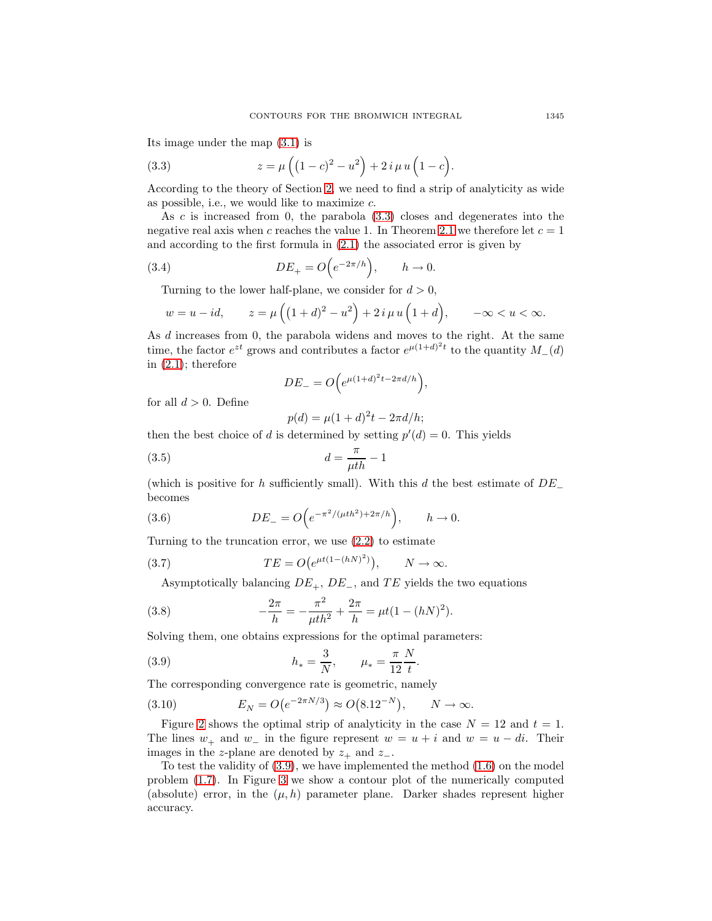Its image under the map (3.1) is

$$z = \mu\left((1-c)^2 - u^2\right) + 2\,i\,\mu\,u\left(1-c\right). \tag{3.3}$$

According to the theory of Section 2, we need to find a strip of analyticity as wide as possible, i.e., we would like to maximize $c$.

As $c$ is increased from 0, the parabola (3.3) closes and degenerates into the negative real axis when $c$ reaches the value 1. In Theorem 2.1 we therefore let $c = 1$ and according to the first formula in (2.1) the associated error is given by

$$DE_+ = O\left(e^{-2\pi/h}\right), \qquad h \to 0. \tag{3.4}$$

Turning to the lower half-plane, we consider for $d > 0$,

$$w = u - id, \qquad z = \mu\left((1+d)^2 - u^2\right) + 2\,i\,\mu\,u\left(1+d\right), \qquad -\infty < u < \infty.$$

As $d$ increases from 0, the parabola widens and moves to the right. At the same time, the factor $e^{zt}$ grows and contributes a factor $e^{\mu(1+d)^2 t}$ to the quantity $M_-(d)$ in (2.1); therefore

$$DE_- = O\left(e^{\mu(1+d)^2 t - 2\pi d/h}\right),$$

for all $d > 0$. Define

$$p(d) = \mu(1+d)^2 t - 2\pi d/h;$$

then the best choice of $d$ is determined by setting $p'(d) = 0$. This yields

$$d = \frac{\pi}{\mu t h} - 1 \tag{3.5}$$

(which is positive for $h$ sufficiently small). With this $d$ the best estimate of $DE_-$ becomes

$$DE_- = O\left(e^{-\pi^2/(\mu t h^2) + 2\pi/h}\right), \qquad h \to 0. \tag{3.6}$$

Turning to the truncation error, we use (2.2) to estimate

$$TE = O\left(e^{\mu t(1-(hN)^2)}\right), \qquad N \to \infty. \tag{3.7}$$

Asymptotically balancing $DE_+$, $DE_-$, and $TE$ yields the two equations

$$-\frac{2\pi}{h} = -\frac{\pi^2}{\mu t h^2} + \frac{2\pi}{h} = \mu t(1 - (hN)^2). \tag{3.8}$$

Solving them, one obtains expressions for the optimal parameters:

$$h_* = \frac{3}{N}, \qquad \mu_* = \frac{\pi}{12}\frac{N}{t}. \tag{3.9}$$

The corresponding convergence rate is geometric, namely

$$E_N = O\left(e^{-2\pi N/3}\right) \approx O\left(8.12^{-N}\right), \qquad N \to \infty. \tag{3.10}$$

Figure 2 shows the optimal strip of analyticity in the case $N = 12$ and $t = 1$. The lines $w_+$ and $w_-$ in the figure represent $w = u + i$ and $w = u - di$. Their images in the $z$-plane are denoted by $z_+$ and $z_-$.

To test the validity of (3.9), we have implemented the method (1.6) on the model problem (1.7). In Figure 3 we show a contour plot of the numerically computed (absolute) error, in the $(\mu, h)$ parameter plane. Darker shades represent higher accuracy.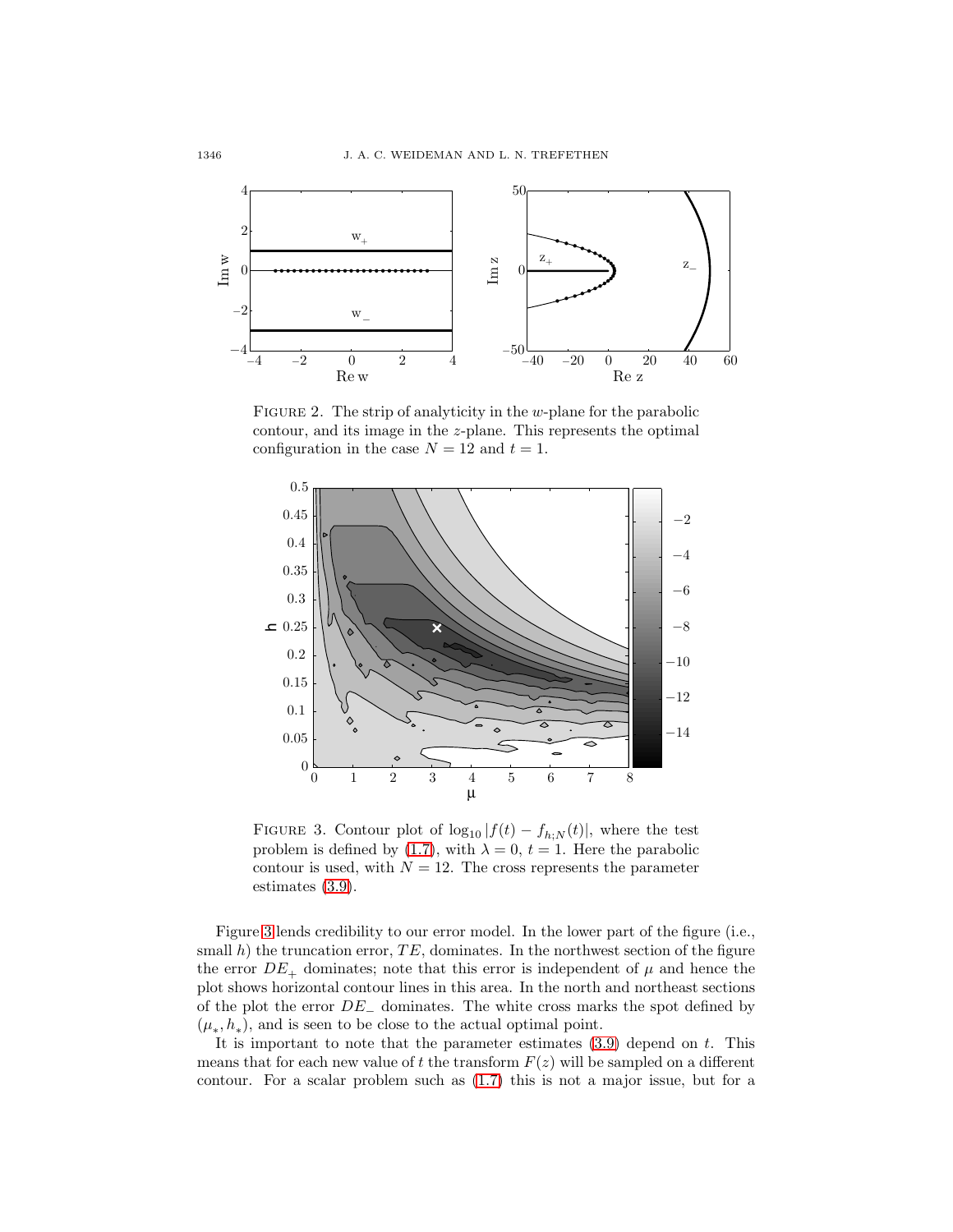FIGURE 2. The strip of analyticity in the $w$-plane for the parabolic contour, and its image in the $z$-plane. This represents the optimal configuration in the case $N = 12$ and $t = 1$.

FIGURE 3. Contour plot of $\log_{10} |f(t) - f_{h;N}(t)|$, where the test problem is defined by (1.7), with $\lambda = 0$, $t = 1$. Here the parabolic contour is used, with $N = 12$. The cross represents the parameter estimates (3.9).

Figure 3 lends credibility to our error model. In the lower part of the figure (i.e., small $h$) the truncation error, $TE$, dominates. In the northwest section of the figure the error $DE_+$ dominates; note that this error is independent of $\mu$ and hence the plot shows horizontal contour lines in this area. In the north and northeast sections of the plot the error $DE_-$ dominates. The white cross marks the spot defined by $(\mu_*, h_*)$, and is seen to be close to the actual optimal point.

It is important to note that the parameter estimates (3.9) depend on $t$. This means that for each new value of $t$ the transform $F(z)$ will be sampled on a different contour. For a scalar problem such as (1.7) this is not a major issue, but for a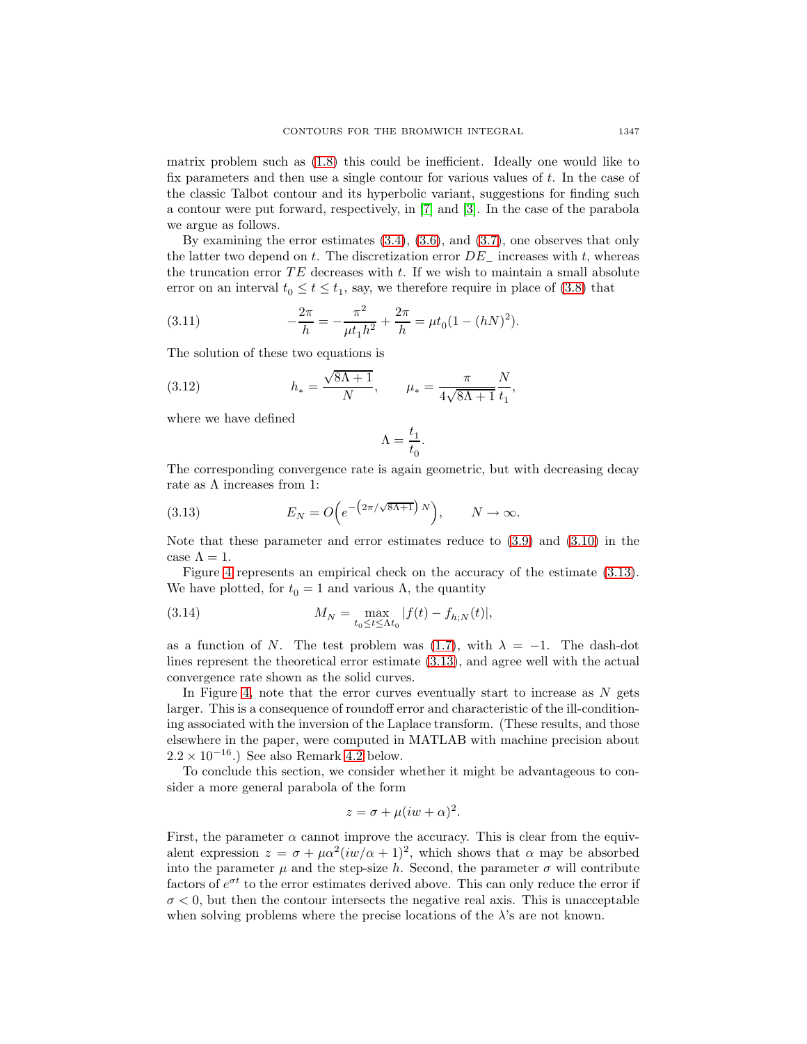matrix problem such as (1.8) this could be inefficient. Ideally one would like to fix parameters and then use a single contour for various values of $t$. In the case of the classic Talbot contour and its hyperbolic variant, suggestions for finding such a contour were put forward, respectively, in [7] and [3]. In the case of the parabola we argue as follows.

By examining the error estimates (3.4), (3.6), and (3.7), one observes that only the latter two depend on $t$. The discretization error $DE_-$ increases with $t$, whereas the truncation error $TE$ decreases with $t$. If we wish to maintain a small absolute error on an interval $t_0 \le t \le t_1$, say, we therefore require in place of (3.8) that

$$-\frac{2\pi}{h} = -\frac{\pi^2}{\mu t_1 h^2} + \frac{2\pi}{h} = \mu t_0 (1 - (hN)^2). \tag{3.11}$$

The solution of these two equations is

$$h_* = \frac{\sqrt{8\Lambda + 1}}{N}, \qquad \mu_* = \frac{\pi}{4\sqrt{8\Lambda + 1}} \frac{N}{t_1}, \tag{3.12}$$

where we have defined

$$\Lambda = \frac{t_1}{t_0}.$$

The corresponding convergence rate is again geometric, but with decreasing decay rate as $\Lambda$ increases from 1:

$$E_N = O\Big(e^{-\left(2\pi/\sqrt{8\Lambda+1}\right) N}\Big), \qquad N \to \infty. \tag{3.13}$$

Note that these parameter and error estimates reduce to (3.9) and (3.10) in the case $\Lambda = 1$.

Figure 4 represents an empirical check on the accuracy of the estimate (3.13). We have plotted, for $t_0 = 1$ and various $\Lambda$, the quantity

$$M_N = \max_{t_0 \le t \le \Lambda t_0} |f(t) - f_{h;N}(t)|, \tag{3.14}$$

as a function of $N$. The test problem was (1.7), with $\lambda = -1$. The dash-dot lines represent the theoretical error estimate (3.13), and agree well with the actual convergence rate shown as the solid curves.

In Figure 4, note that the error curves eventually start to increase as $N$ gets larger. This is a consequence of roundoff error and characteristic of the ill-conditioning associated with the inversion of the Laplace transform. (These results, and those elsewhere in the paper, were computed in MATLAB with machine precision about $2.2 \times 10^{-16}$.) See also Remark 4.2 below.

To conclude this section, we consider whether it might be advantageous to consider a more general parabola of the form

$$z = \sigma + \mu(iw + \alpha)^2.$$

First, the parameter $\alpha$ cannot improve the accuracy. This is clear from the equivalent expression $z = \sigma + \mu\alpha^2(iw/\alpha + 1)^2$, which shows that $\alpha$ may be absorbed into the parameter $\mu$ and the step-size $h$. Second, the parameter $\sigma$ will contribute factors of $e^{\sigma t}$ to the error estimates derived above. This can only reduce the error if $\sigma < 0$, but then the contour intersects the negative real axis. This is unacceptable when solving problems where the precise locations of the $\lambda$'s are not known.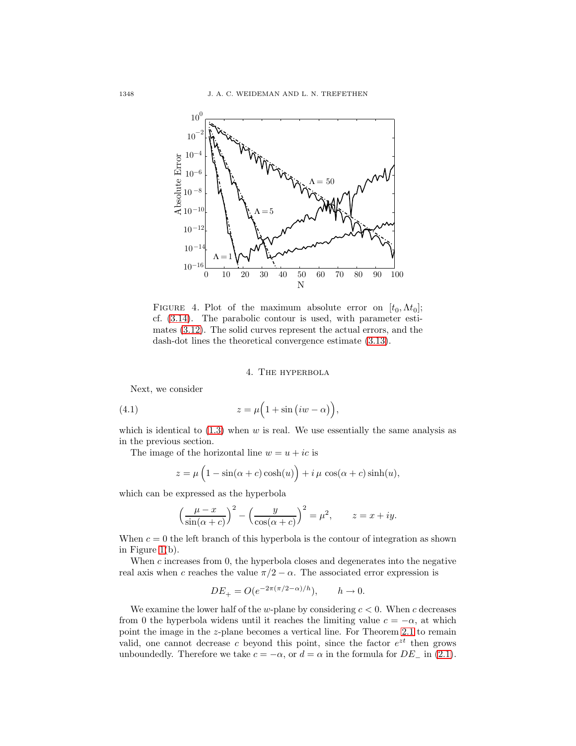Figure 4. Plot of the maximum absolute error on $[t_0, \Lambda t_0]$; cf. (3.14). The parabolic contour is used, with parameter estimates (3.12). The solid curves represent the actual errors, and the dash-dot lines the theoretical convergence estimate (3.13).

## 4. The hyperbola

Next, we consider

$$z = \mu\Big(1 + \sin\big(iw - \alpha\big)\Big), \tag{4.1}$$

which is identical to (1.3) when $w$ is real. We use essentially the same analysis as in the previous section.

The image of the horizontal line $w = u + ic$ is

$$z = \mu\,\Big(1 - \sin(\alpha + c)\cosh(u)\Big) + i\,\mu\,\cos(\alpha + c)\sinh(u),$$

which can be expressed as the hyperbola

$$\Big(\frac{\mu - x}{\sin(\alpha + c)}\Big)^2 - \Big(\frac{y}{\cos(\alpha + c)}\Big)^2 = \mu^2, \qquad z = x + iy.$$

When $c = 0$ the left branch of this hyperbola is the contour of integration as shown in Figure 1(b).

When $c$ increases from 0, the hyperbola closes and degenerates into the negative real axis when $c$ reaches the value $\pi/2 - \alpha$. The associated error expression is

$$DE_+ = O(e^{-2\pi(\pi/2-\alpha)/h}), \qquad h \to 0.$$

We examine the lower half of the $w$-plane by considering $c < 0$. When $c$ decreases from 0 the hyperbola widens until it reaches the limiting value $c = -\alpha$, at which point the image in the $z$-plane becomes a vertical line. For Theorem 2.1 to remain valid, one cannot decrease $c$ beyond this point, since the factor $e^{zt}$ then grows unboundedly. Therefore we take $c = -\alpha$, or $d = \alpha$ in the formula for $DE_-$ in (2.1).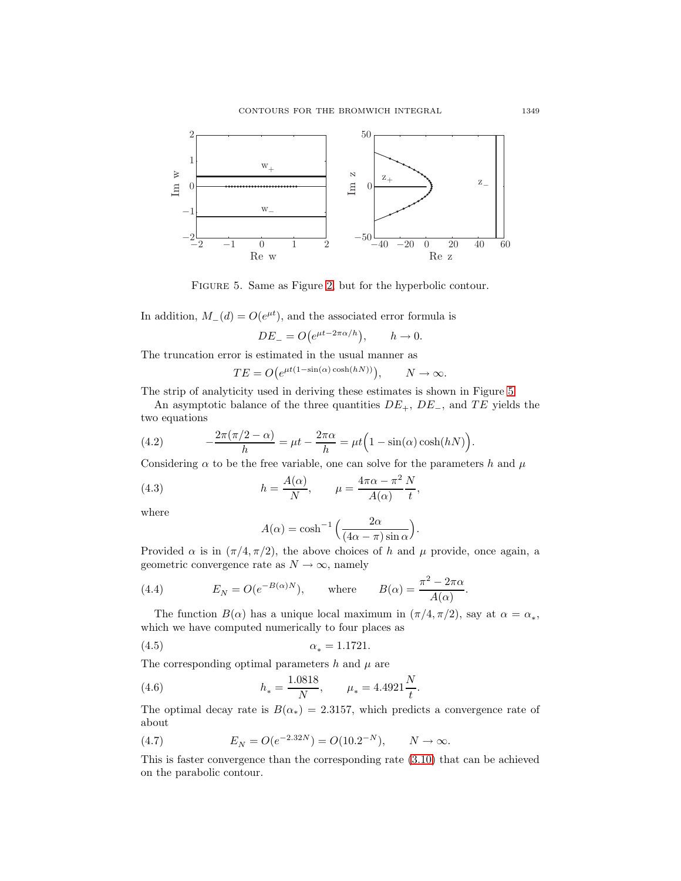FIGURE 5. Same as Figure 2, but for the hyperbolic contour.

In addition, $M_-(d) = O(e^{\mu t})$, and the associated error formula is

$$DE_- = O\big(e^{\mu t - 2\pi\alpha/h}\big), \qquad h \to 0.$$

The truncation error is estimated in the usual manner as

$$TE = O\big(e^{\mu t(1-\sin(\alpha)\cosh(hN))}\big), \qquad N \to \infty.$$

The strip of analyticity used in deriving these estimates is shown in Figure 5.

An asymptotic balance of the three quantities $DE_+$, $DE_-$, and $TE$ yields the two equations

$$-\frac{2\pi(\pi/2-\alpha)}{h} = \mu t - \frac{2\pi\alpha}{h} = \mu t\Big(1 - \sin(\alpha)\cosh(hN)\Big). \tag{4.2}$$

Considering $\alpha$ to be the free variable, one can solve for the parameters $h$ and $\mu$

$$h = \frac{A(\alpha)}{N}, \qquad \mu = \frac{4\pi\alpha - \pi^2}{A(\alpha)}\frac{N}{t}, \tag{4.3}$$

where

$$A(\alpha) = \cosh^{-1}\Big(\frac{2\alpha}{(4\alpha-\pi)\sin\alpha}\Big).$$

Provided $\alpha$ is in $(\pi/4, \pi/2)$, the above choices of $h$ and $\mu$ provide, once again, a geometric convergence rate as $N \to \infty$, namely

$$E_N = O(e^{-B(\alpha)N}), \qquad \text{where} \qquad B(\alpha) = \frac{\pi^2 - 2\pi\alpha}{A(\alpha)}. \tag{4.4}$$

The function $B(\alpha)$ has a unique local maximum in $(\pi/4, \pi/2)$, say at $\alpha = \alpha_*$, which we have computed numerically to four places as

$$\alpha_* = 1.1721. \tag{4.5}$$

The corresponding optimal parameters $h$ and $\mu$ are

$$h_* = \frac{1.0818}{N}, \qquad \mu_* = 4.4921\frac{N}{t}. \tag{4.6}$$

The optimal decay rate is $B(\alpha_*) = 2.3157$, which predicts a convergence rate of about

$$E_N = O(e^{-2.32N}) = O(10.2^{-N}), \qquad N \to \infty. \tag{4.7}$$

This is faster convergence than the corresponding rate (3.10) that can be achieved on the parabolic contour.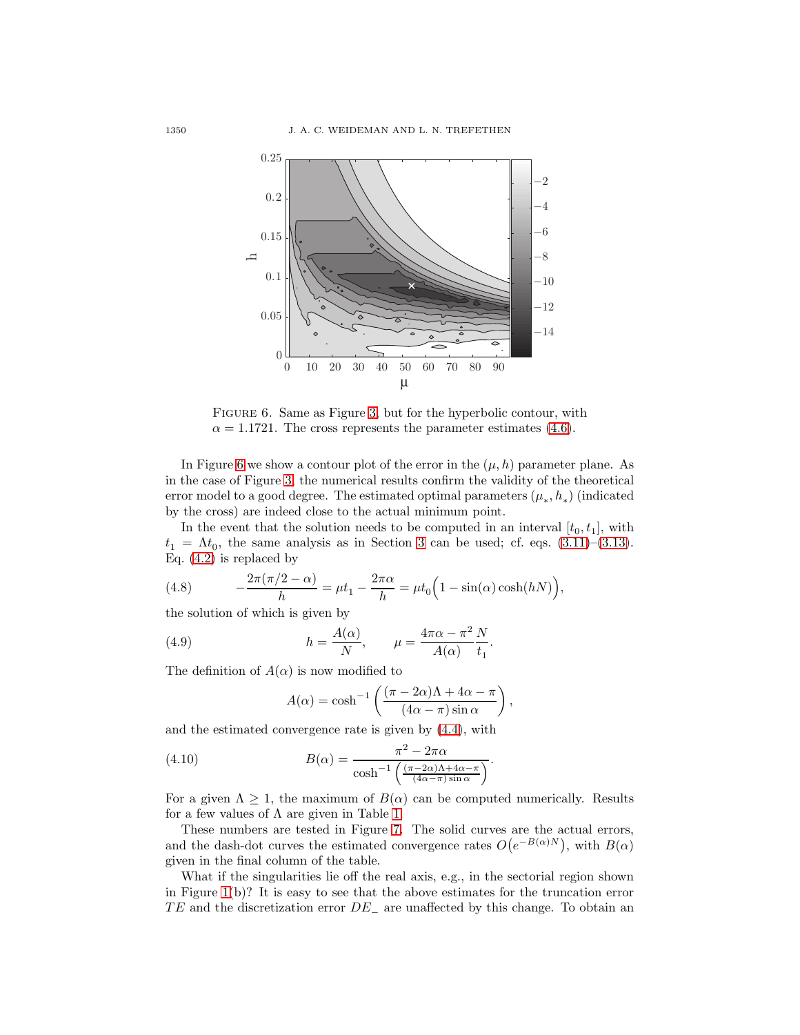FIGURE 6. Same as Figure 3, but for the hyperbolic contour, with $\alpha = 1.1721$. The cross represents the parameter estimates (4.6).

In Figure 6 we show a contour plot of the error in the $(\mu, h)$ parameter plane. As in the case of Figure 3, the numerical results confirm the validity of the theoretical error model to a good degree. The estimated optimal parameters $(\mu_*, h_*)$ (indicated by the cross) are indeed close to the actual minimum point.

In the event that the solution needs to be computed in an interval $[t_0, t_1]$, with $t_1 = \Lambda t_0$, the same analysis as in Section 3 can be used; cf. eqs. (3.11)–(3.13). Eq. (4.2) is replaced by

$$-\frac{2\pi(\pi/2 - \alpha)}{h} = \mu t_1 - \frac{2\pi\alpha}{h} = \mu t_0 \Big(1 - \sin(\alpha)\cosh(hN)\Big), \tag{4.8}$$

the solution of which is given by

$$h = \frac{A(\alpha)}{N}, \qquad \mu = \frac{4\pi\alpha - \pi^2}{A(\alpha)} \frac{N}{t_1}. \tag{4.9}$$

The definition of $A(\alpha)$ is now modified to

$$A(\alpha) = \cosh^{-1}\left(\frac{(\pi - 2\alpha)\Lambda + 4\alpha - \pi}{(4\alpha - \pi)\sin\alpha}\right),$$

and the estimated convergence rate is given by (4.4), with

$$B(\alpha) = \frac{\pi^2 - 2\pi\alpha}{\cosh^{-1}\left(\frac{(\pi-2\alpha)\Lambda + 4\alpha - \pi}{(4\alpha - \pi)\sin\alpha}\right)}. \tag{4.10}$$

For a given $\Lambda \geq 1$, the maximum of $B(\alpha)$ can be computed numerically. Results for a few values of $\Lambda$ are given in Table 1.

These numbers are tested in Figure 7. The solid curves are the actual errors, and the dash-dot curves the estimated convergence rates $O\big(e^{-B(\alpha)N}\big)$, with $B(\alpha)$ given in the final column of the table.

What if the singularities lie off the real axis, e.g., in the sectorial region shown in Figure 1(b)? It is easy to see that the above estimates for the truncation error $TE$ and the discretization error $DE_-$ are unaffected by this change. To obtain an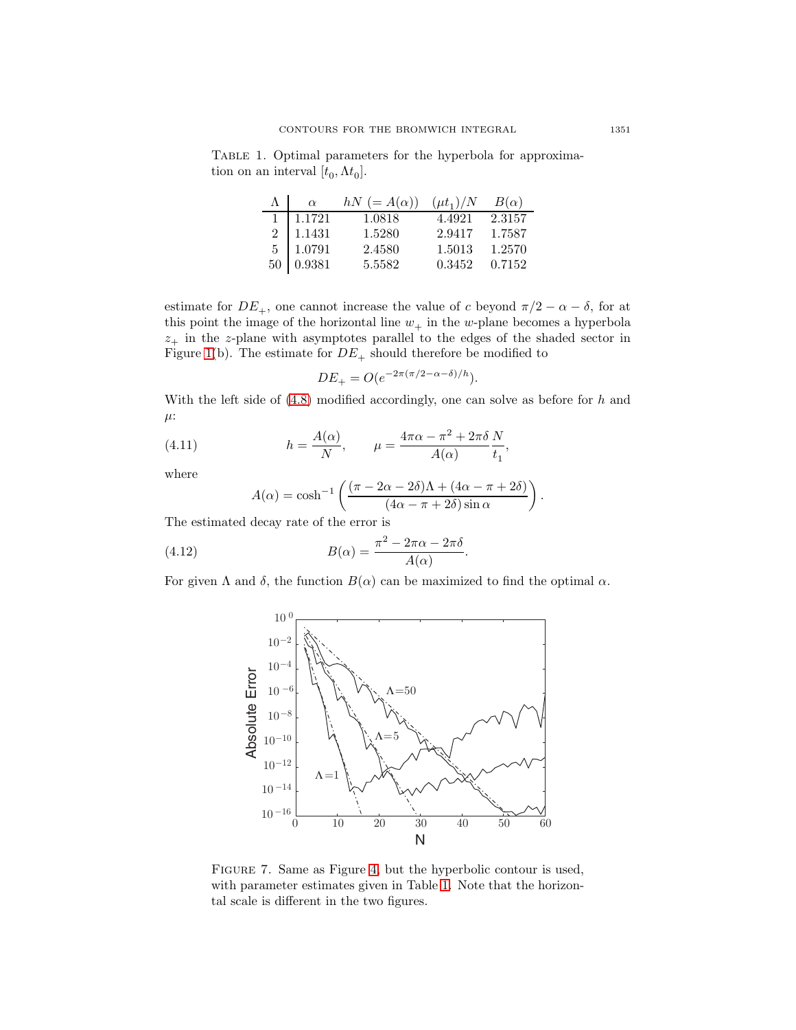TABLE 1. Optimal parameters for the hyperbola for approximation on an interval $[t_0, \Lambda t_0]$.

| $\Lambda$ | $\alpha$ | $hN$ $(= A(\alpha))$ | $(\mu t_1)/N$ | $B(\alpha)$ |
|---|---|---|---|---|
| 1 | 1.1721 | 1.0818 | 4.4921 | 2.3157 |
| 2 | 1.1431 | 1.5280 | 2.9417 | 1.7587 |
| 5 | 1.0791 | 2.4580 | 1.5013 | 1.2570 |
| 50 | 0.9381 | 5.5582 | 0.3452 | 0.7152 |

estimate for $DE_+$, one cannot increase the value of $c$ beyond $\pi/2 - \alpha - \delta$, for at this point the image of the horizontal line $w_+$ in the $w$-plane becomes a hyperbola $z_+$ in the $z$-plane with asymptotes parallel to the edges of the shaded sector in Figure 1(b). The estimate for $DE_+$ should therefore be modified to

$$DE_+ = O(e^{-2\pi(\pi/2-\alpha-\delta)/h}).$$

With the left side of (4.8) modified accordingly, one can solve as before for $h$ and $\mu$:

$$h = \frac{A(\alpha)}{N}, \qquad \mu = \frac{4\pi\alpha - \pi^2 + 2\pi\delta}{A(\alpha)} \frac{N}{t_1}, \tag{4.11}$$

where

$$A(\alpha) = \cosh^{-1}\left(\frac{(\pi - 2\alpha - 2\delta)\Lambda + (4\alpha - \pi + 2\delta)}{(4\alpha - \pi + 2\delta)\sin\alpha}\right).$$

The estimated decay rate of the error is

$$B(\alpha) = \frac{\pi^2 - 2\pi\alpha - 2\pi\delta}{A(\alpha)}. \tag{4.12}$$

For given $\Lambda$ and $\delta$, the function $B(\alpha)$ can be maximized to find the optimal $\alpha$.

FIGURE 7. Same as Figure 4, but the hyperbolic contour is used, with parameter estimates given in Table 1. Note that the horizontal scale is different in the two figures.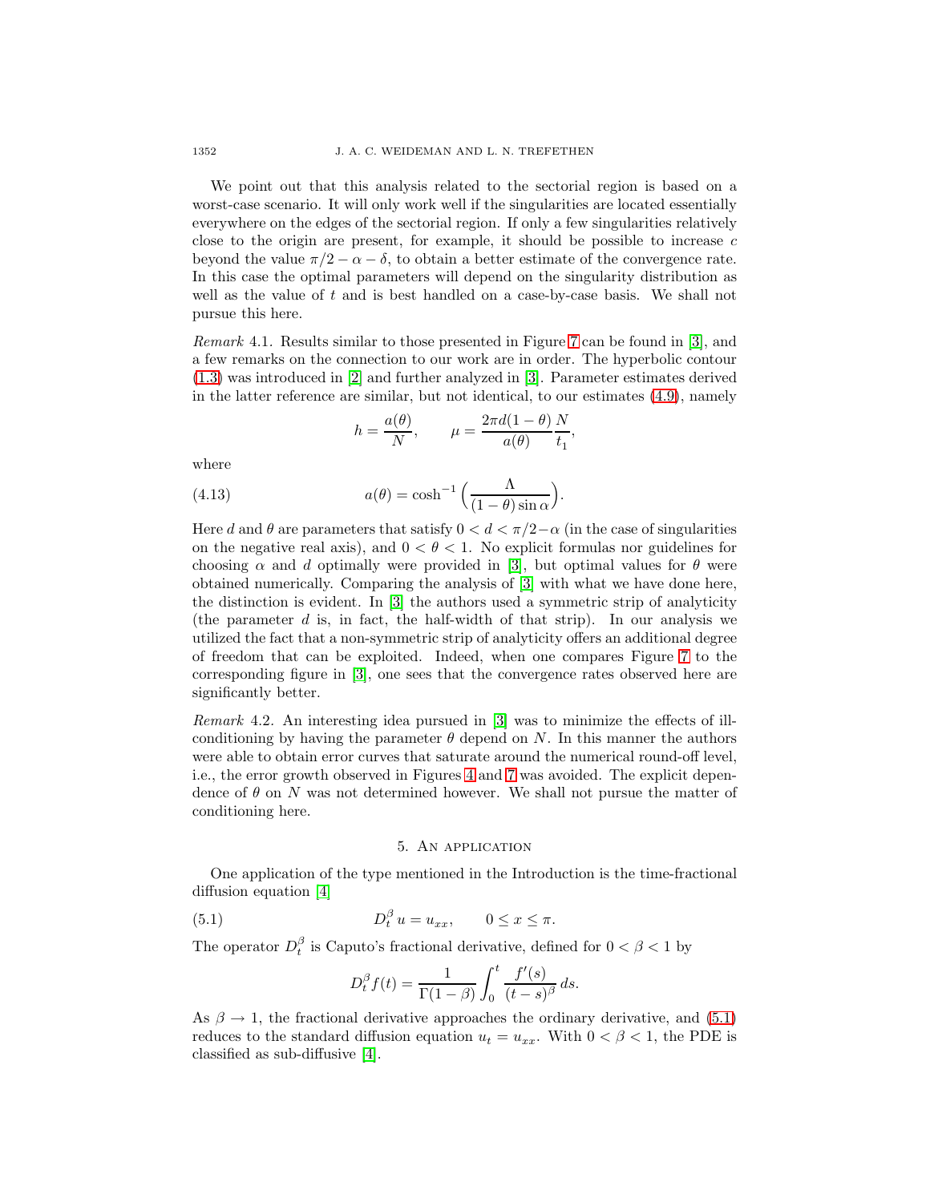We point out that this analysis related to the sectorial region is based on a worst-case scenario. It will only work well if the singularities are located essentially everywhere on the edges of the sectorial region. If only a few singularities relatively close to the origin are present, for example, it should be possible to increase $c$ beyond the value $\pi/2 - \alpha - \delta$, to obtain a better estimate of the convergence rate. In this case the optimal parameters will depend on the singularity distribution as well as the value of $t$ and is best handled on a case-by-case basis. We shall not pursue this here.

*Remark* 4.1. Results similar to those presented in Figure 7 can be found in [3], and a few remarks on the connection to our work are in order. The hyperbolic contour (1.3) was introduced in [2] and further analyzed in [3]. Parameter estimates derived in the latter reference are similar, but not identical, to our estimates (4.9), namely

$$h = \frac{a(\theta)}{N}, \qquad \mu = \frac{2\pi d(1-\theta)}{a(\theta)} \frac{N}{t_1},$$

where

$$a(\theta) = \cosh^{-1}\Big(\frac{\Lambda}{(1-\theta)\sin\alpha}\Big). \tag{4.13}$$

Here $d$ and $\theta$ are parameters that satisfy $0 < d < \pi/2 - \alpha$ (in the case of singularities on the negative real axis), and $0 < \theta < 1$. No explicit formulas nor guidelines for choosing $\alpha$ and $d$ optimally were provided in [3], but optimal values for $\theta$ were obtained numerically. Comparing the analysis of [3] with what we have done here, the distinction is evident. In [3] the authors used a symmetric strip of analyticity (the parameter $d$ is, in fact, the half-width of that strip). In our analysis we utilized the fact that a non-symmetric strip of analyticity offers an additional degree of freedom that can be exploited. Indeed, when one compares Figure 7 to the corresponding figure in [3], one sees that the convergence rates observed here are significantly better.

*Remark* 4.2. An interesting idea pursued in [3] was to minimize the effects of ill-conditioning by having the parameter $\theta$ depend on $N$. In this manner the authors were able to obtain error curves that saturate around the numerical round-off level, i.e., the error growth observed in Figures 4 and 7 was avoided. The explicit dependence of $\theta$ on $N$ was not determined however. We shall not pursue the matter of conditioning here.

## 5. An application

One application of the type mentioned in the Introduction is the time-fractional diffusion equation [4]

$$D_t^{\beta} u = u_{xx}, \qquad 0 \le x \le \pi. \tag{5.1}$$

The operator $D_t^{\beta}$ is Caputo's fractional derivative, defined for $0 < \beta < 1$ by

$$D_t^{\beta} f(t) = \frac{1}{\Gamma(1-\beta)} \int_0^t \frac{f'(s)}{(t-s)^{\beta}}\, ds.$$

As $\beta \to 1$, the fractional derivative approaches the ordinary derivative, and (5.1) reduces to the standard diffusion equation $u_t = u_{xx}$. With $0 < \beta < 1$, the PDE is classified as sub-diffusive [4].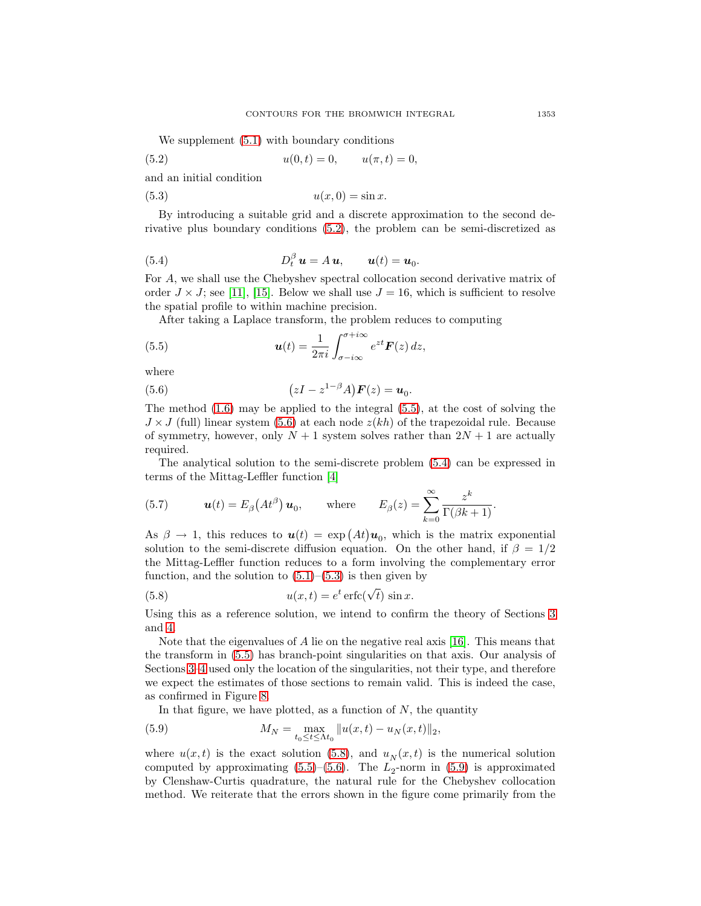We supplement (5.1) with boundary conditions

$$u(0,t) = 0, \qquad u(\pi, t) = 0, \tag{5.2}$$

and an initial condition

$$u(x,0) = \sin x. \tag{5.3}$$

By introducing a suitable grid and a discrete approximation to the second derivative plus boundary conditions (5.2), the problem can be semi-discretized as

$$D_t^\beta \, \boldsymbol{u} = A\, \boldsymbol{u}, \qquad \boldsymbol{u}(t) = \boldsymbol{u}_0. \tag{5.4}$$

For $A$, we shall use the Chebyshev spectral collocation second derivative matrix of order $J \times J$; see [11], [15]. Below we shall use $J = 16$, which is sufficient to resolve the spatial profile to within machine precision.

After taking a Laplace transform, the problem reduces to computing

$$\boldsymbol{u}(t) = \frac{1}{2\pi i} \int_{\sigma - i\infty}^{\sigma + i\infty} e^{zt} \boldsymbol{F}(z)\, dz, \tag{5.5}$$

where

$$\big(zI - z^{1-\beta} A\big) \boldsymbol{F}(z) = \boldsymbol{u}_0. \tag{5.6}$$

The method (1.6) may be applied to the integral (5.5), at the cost of solving the $J \times J$ (full) linear system (5.6) at each node $z(kh)$ of the trapezoidal rule. Because of symmetry, however, only $N+1$ system solves rather than $2N+1$ are actually required.

The analytical solution to the semi-discrete problem (5.4) can be expressed in terms of the Mittag-Leffler function [4]

$$\boldsymbol{u}(t) = E_\beta\big(At^\beta\big)\, \boldsymbol{u}_0, \qquad \text{where} \qquad E_\beta(z) = \sum_{k=0}^{\infty} \frac{z^k}{\Gamma(\beta k + 1)}. \tag{5.7}$$

As $\beta \to 1$, this reduces to $\boldsymbol{u}(t) = \exp\big(At\big)\boldsymbol{u}_0$, which is the matrix exponential solution to the semi-discrete diffusion equation. On the other hand, if $\beta = 1/2$ the Mittag-Leffler function reduces to a form involving the complementary error function, and the solution to (5.1)–(5.3) is then given by

$$u(x,t) = e^t \operatorname{erfc}(\sqrt{t})\, \sin x. \tag{5.8}$$

Using this as a reference solution, we intend to confirm the theory of Sections 3 and 4.

Note that the eigenvalues of $A$ lie on the negative real axis [16]. This means that the transform in (5.5) has branch-point singularities on that axis. Our analysis of Sections 3–4 used only the location of the singularities, not their type, and therefore we expect the estimates of those sections to remain valid. This is indeed the case, as confirmed in Figure 8.

In that figure, we have plotted, as a function of $N$, the quantity

$$M_N = \max_{t_0 \le t \le \Lambda t_0} \| u(x,t) - u_N(x,t) \|_2, \tag{5.9}$$

where $u(x,t)$ is the exact solution (5.8), and $u_N(x,t)$ is the numerical solution computed by approximating (5.5)–(5.6). The $L_2$-norm in (5.9) is approximated by Clenshaw-Curtis quadrature, the natural rule for the Chebyshev collocation method. We reiterate that the errors shown in the figure come primarily from the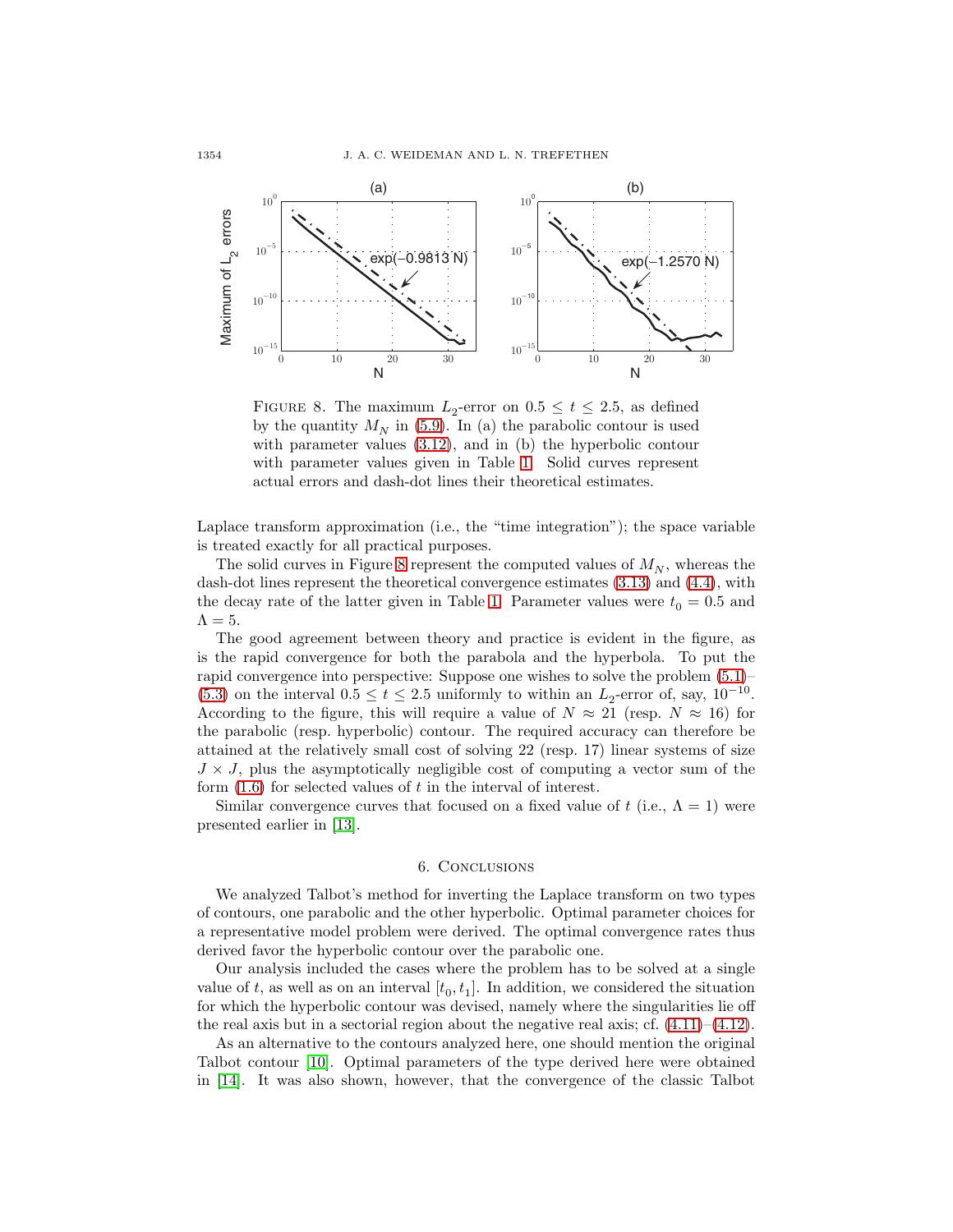FIGURE 8. The maximum $L_2$-error on $0.5 \leq t \leq 2.5$, as defined by the quantity $M_N$ in (5.9). In (a) the parabolic contour is used with parameter values (3.12), and in (b) the hyperbolic contour with parameter values given in Table 1. Solid curves represent actual errors and dash-dot lines their theoretical estimates.

Laplace transform approximation (i.e., the "time integration"); the space variable is treated exactly for all practical purposes.

The solid curves in Figure 8 represent the computed values of $M_N$, whereas the dash-dot lines represent the theoretical convergence estimates (3.13) and (4.4), with the decay rate of the latter given in Table 1. Parameter values were $t_0 = 0.5$ and $\Lambda = 5$.

The good agreement between theory and practice is evident in the figure, as is the rapid convergence for both the parabola and the hyperbola. To put the rapid convergence into perspective: Suppose one wishes to solve the problem (5.1)–(5.3) on the interval $0.5 \leq t \leq 2.5$ uniformly to within an $L_2$-error of, say, $10^{-10}$. According to the figure, this will require a value of $N \approx 21$ (resp. $N \approx 16$) for the parabolic (resp. hyperbolic) contour. The required accuracy can therefore be attained at the relatively small cost of solving 22 (resp. 17) linear systems of size $J \times J$, plus the asymptotically negligible cost of computing a vector sum of the form (1.6) for selected values of $t$ in the interval of interest.

Similar convergence curves that focused on a fixed value of $t$ (i.e., $\Lambda = 1$) were presented earlier in [13].

## 6. Conclusions

We analyzed Talbot's method for inverting the Laplace transform on two types of contours, one parabolic and the other hyperbolic. Optimal parameter choices for a representative model problem were derived. The optimal convergence rates thus derived favor the hyperbolic contour over the parabolic one.

Our analysis included the cases where the problem has to be solved at a single value of $t$, as well as on an interval $[t_0, t_1]$. In addition, we considered the situation for which the hyperbolic contour was devised, namely where the singularities lie off the real axis but in a sectorial region about the negative real axis; cf. (4.11)–(4.12).

As an alternative to the contours analyzed here, one should mention the original Talbot contour [10]. Optimal parameters of the type derived here were obtained in [14]. It was also shown, however, that the convergence of the classic Talbot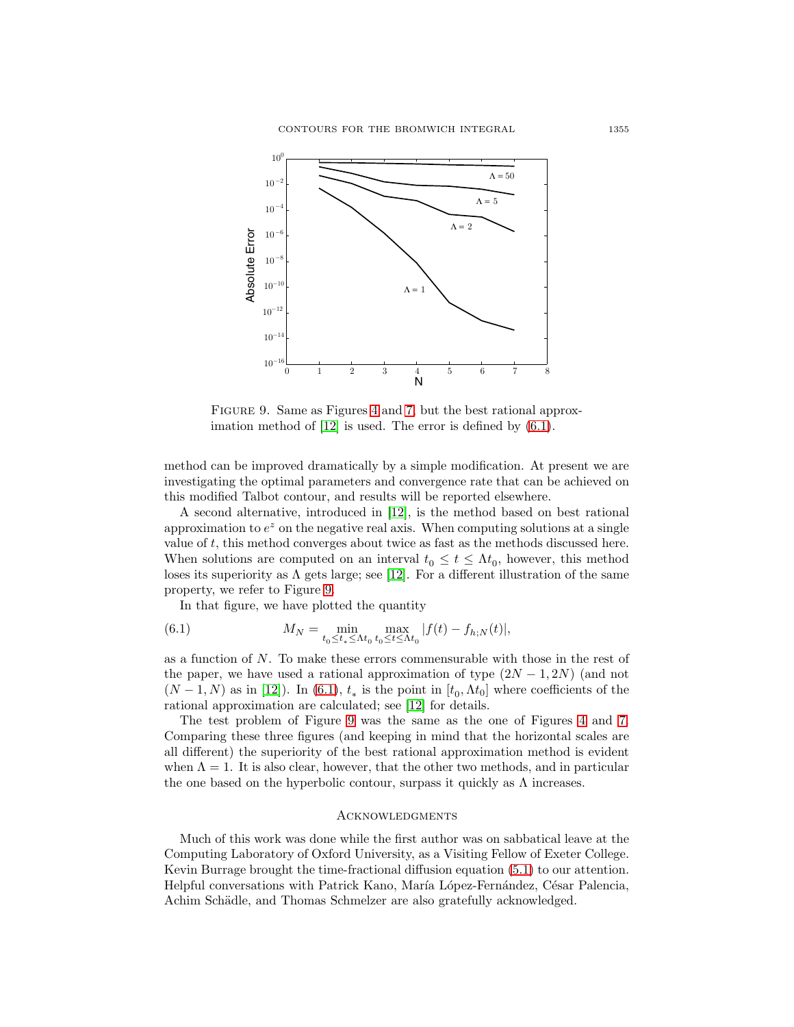FIGURE 9. Same as Figures 4 and 7, but the best rational approximation method of [12] is used. The error is defined by (6.1).

method can be improved dramatically by a simple modification. At present we are investigating the optimal parameters and convergence rate that can be achieved on this modified Talbot contour, and results will be reported elsewhere.

A second alternative, introduced in [12], is the method based on best rational approximation to $e^z$ on the negative real axis. When computing solutions at a single value of $t$, this method converges about twice as fast as the methods discussed here. When solutions are computed on an interval $t_0 \le t \le \Lambda t_0$, however, this method loses its superiority as $\Lambda$ gets large; see [12]. For a different illustration of the same property, we refer to Figure 9.

In that figure, we have plotted the quantity

$$M_N = \min_{t_0 \le t_* \le \Lambda t_0} \max_{t_0 \le t \le \Lambda t_0} |f(t) - f_{h;N}(t)|, \tag{6.1}$$

as a function of $N$. To make these errors commensurable with those in the rest of the paper, we have used a rational approximation of type $(2N-1, 2N)$ (and not $(N-1, N)$ as in [12]). In (6.1), $t_*$ is the point in $[t_0, \Lambda t_0]$ where coefficients of the rational approximation are calculated; see [12] for details.

The test problem of Figure 9 was the same as the one of Figures 4 and 7. Comparing these three figures (and keeping in mind that the horizontal scales are all different) the superiority of the best rational approximation method is evident when $\Lambda = 1$. It is also clear, however, that the other two methods, and in particular the one based on the hyperbolic contour, surpass it quickly as $\Lambda$ increases.

## Acknowledgments

Much of this work was done while the first author was on sabbatical leave at the Computing Laboratory of Oxford University, as a Visiting Fellow of Exeter College. Kevin Burrage brought the time-fractional diffusion equation (5.1) to our attention. Helpful conversations with Patrick Kano, María López-Fernández, César Palencia, Achim Schädle, and Thomas Schmelzer are also gratefully acknowledged.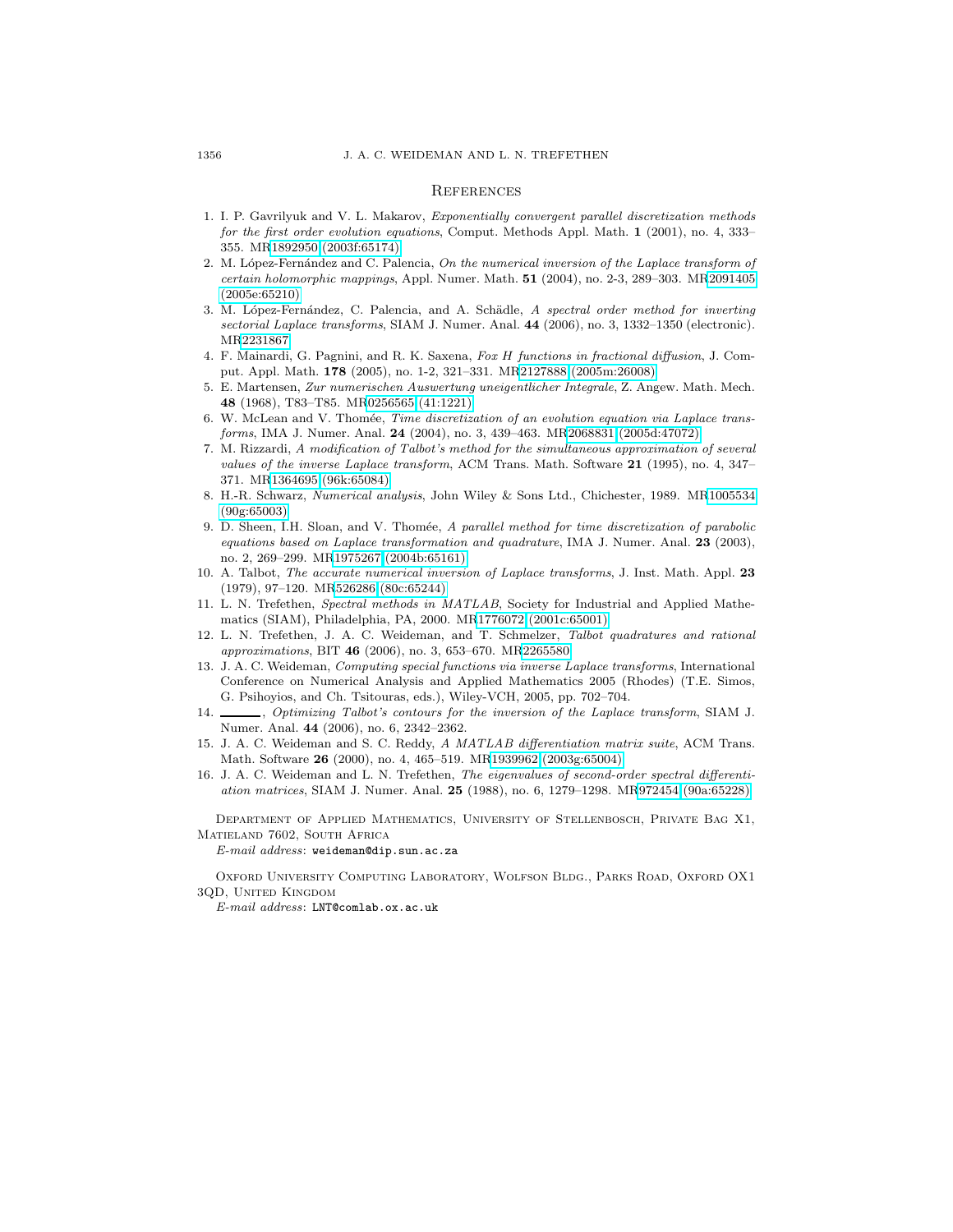## References

1. I. P. Gavrilyuk and V. L. Makarov, *Exponentially convergent parallel discretization methods for the first order evolution equations*, Comput. Methods Appl. Math. **1** (2001), no. 4, 333–355. MR1892950 (2003f:65174)
2. M. López-Fernández and C. Palencia, *On the numerical inversion of the Laplace transform of certain holomorphic mappings*, Appl. Numer. Math. **51** (2004), no. 2-3, 289–303. MR2091405 (2005e:65210)
3. M. López-Fernández, C. Palencia, and A. Schädle, *A spectral order method for inverting sectorial Laplace transforms*, SIAM J. Numer. Anal. **44** (2006), no. 3, 1332–1350 (electronic). MR2231867
4. F. Mainardi, G. Pagnini, and R. K. Saxena, *Fox H functions in fractional diffusion*, J. Comput. Appl. Math. **178** (2005), no. 1-2, 321–331. MR2127888 (2005m:26008)
5. E. Martensen, *Zur numerischen Auswertung uneigentlicher Integrale*, Z. Angew. Math. Mech. **48** (1968), T83–T85. MR0256565 (41:1221)
6. W. McLean and V. Thomée, *Time discretization of an evolution equation via Laplace transforms*, IMA J. Numer. Anal. **24** (2004), no. 3, 439–463. MR2068831 (2005d:47072)
7. M. Rizzardi, *A modification of Talbot's method for the simultaneous approximation of several values of the inverse Laplace transform*, ACM Trans. Math. Software **21** (1995), no. 4, 347–371. MR1364695 (96k:65084)
8. H.-R. Schwarz, *Numerical analysis*, John Wiley & Sons Ltd., Chichester, 1989. MR1005534 (90g:65003)
9. D. Sheen, I.H. Sloan, and V. Thomée, *A parallel method for time discretization of parabolic equations based on Laplace transformation and quadrature*, IMA J. Numer. Anal. **23** (2003), no. 2, 269–299. MR1975267 (2004b:65161)
10. A. Talbot, *The accurate numerical inversion of Laplace transforms*, J. Inst. Math. Appl. **23** (1979), 97–120. MR526286 (80c:65244)
11. L. N. Trefethen, *Spectral methods in MATLAB*, Society for Industrial and Applied Mathematics (SIAM), Philadelphia, PA, 2000. MR1776072 (2001c:65001)
12. L. N. Trefethen, J. A. C. Weideman, and T. Schmelzer, *Talbot quadratures and rational approximations*, BIT **46** (2006), no. 3, 653–670. MR2265580
13. J. A. C. Weideman, *Computing special functions via inverse Laplace transforms*, International Conference on Numerical Analysis and Applied Mathematics 2005 (Rhodes) (T.E. Simos, G. Psihoyios, and Ch. Tsitouras, eds.), Wiley-VCH, 2005, pp. 702–704.
14. ______, *Optimizing Talbot's contours for the inversion of the Laplace transform*, SIAM J. Numer. Anal. **44** (2006), no. 6, 2342–2362.
15. J. A. C. Weideman and S. C. Reddy, *A MATLAB differentiation matrix suite*, ACM Trans. Math. Software **26** (2000), no. 4, 465–519. MR1939962 (2003g:65004)
16. J. A. C. Weideman and L. N. Trefethen, *The eigenvalues of second-order spectral differentiation matrices*, SIAM J. Numer. Anal. **25** (1988), no. 6, 1279–1298. MR972454 (90a:65228)

Department of Applied Mathematics, University of Stellenbosch, Private Bag X1, Matieland 7602, South Africa

*E-mail address*: weideman@dip.sun.ac.za

Oxford University Computing Laboratory, Wolfson Bldg., Parks Road, Oxford OX1 3QD, United Kingdom

*E-mail address*: LNT@comlab.ox.ac.uk